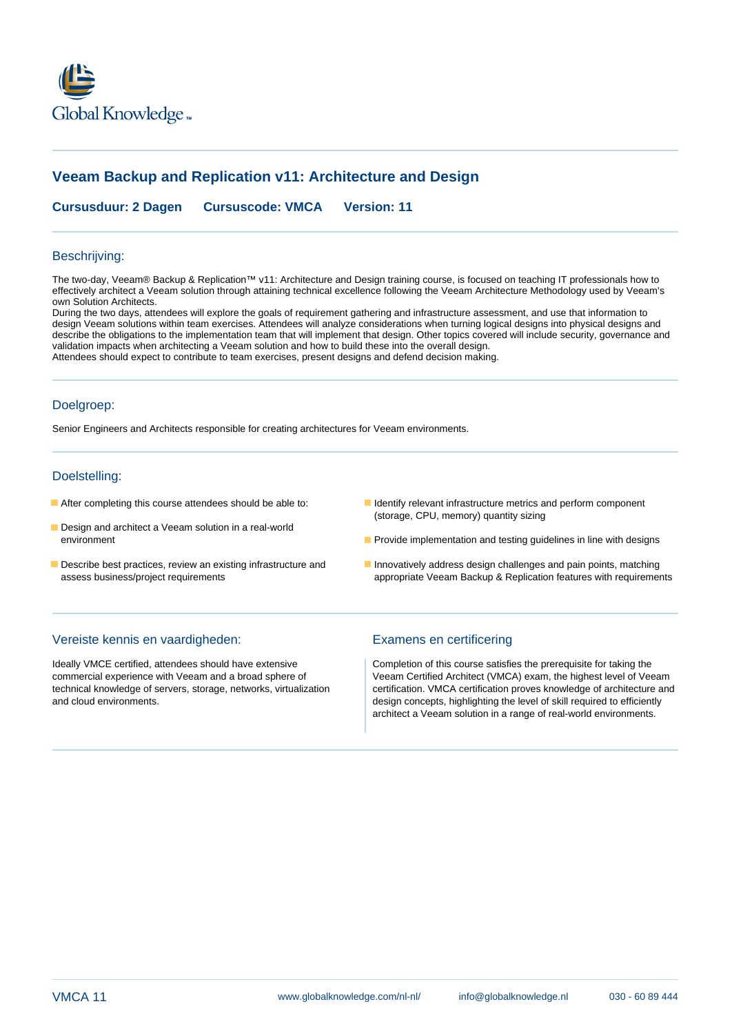Global Knowledge™

# Veeam Backup and Replication v11: Architecture and Design

**Cursusduur: 2 Dagen** **Cursuscode: VMCA** **Version: 11**

## Beschrijving:

The two-day, Veeam® Backup & Replication™ v11: Architecture and Design training course, is focused on teaching IT professionals how to effectively architect a Veeam solution through attaining technical excellence following the Veeam Architecture Methodology used by Veeam's own Solution Architects.
During the two days, attendees will explore the goals of requirement gathering and infrastructure assessment, and use that information to design Veeam solutions within team exercises. Attendees will analyze considerations when turning logical designs into physical designs and describe the obligations to the implementation team that will implement that design. Other topics covered will include security, governance and validation impacts when architecting a Veeam solution and how to build these into the overall design.
Attendees should expect to contribute to team exercises, present designs and defend decision making.

## Doelgroep:

Senior Engineers and Architects responsible for creating architectures for Veeam environments.

## Doelstelling:

- After completing this course attendees should be able to:
- Design and architect a Veeam solution in a real-world environment
- Describe best practices, review an existing infrastructure and assess business/project requirements
- Identify relevant infrastructure metrics and perform component (storage, CPU, memory) quantity sizing
- Provide implementation and testing guidelines in line with designs
- Innovatively address design challenges and pain points, matching appropriate Veeam Backup & Replication features with requirements

## Vereiste kennis en vaardigheden:

Ideally VMCE certified, attendees should have extensive commercial experience with Veeam and a broad sphere of technical knowledge of servers, storage, networks, virtualization and cloud environments.

## Examens en certificering

Completion of this course satisfies the prerequisite for taking the Veeam Certified Architect (VMCA) exam, the highest level of Veeam certification. VMCA certification proves knowledge of architecture and design concepts, highlighting the level of skill required to efficiently architect a Veeam solution in a range of real-world environments.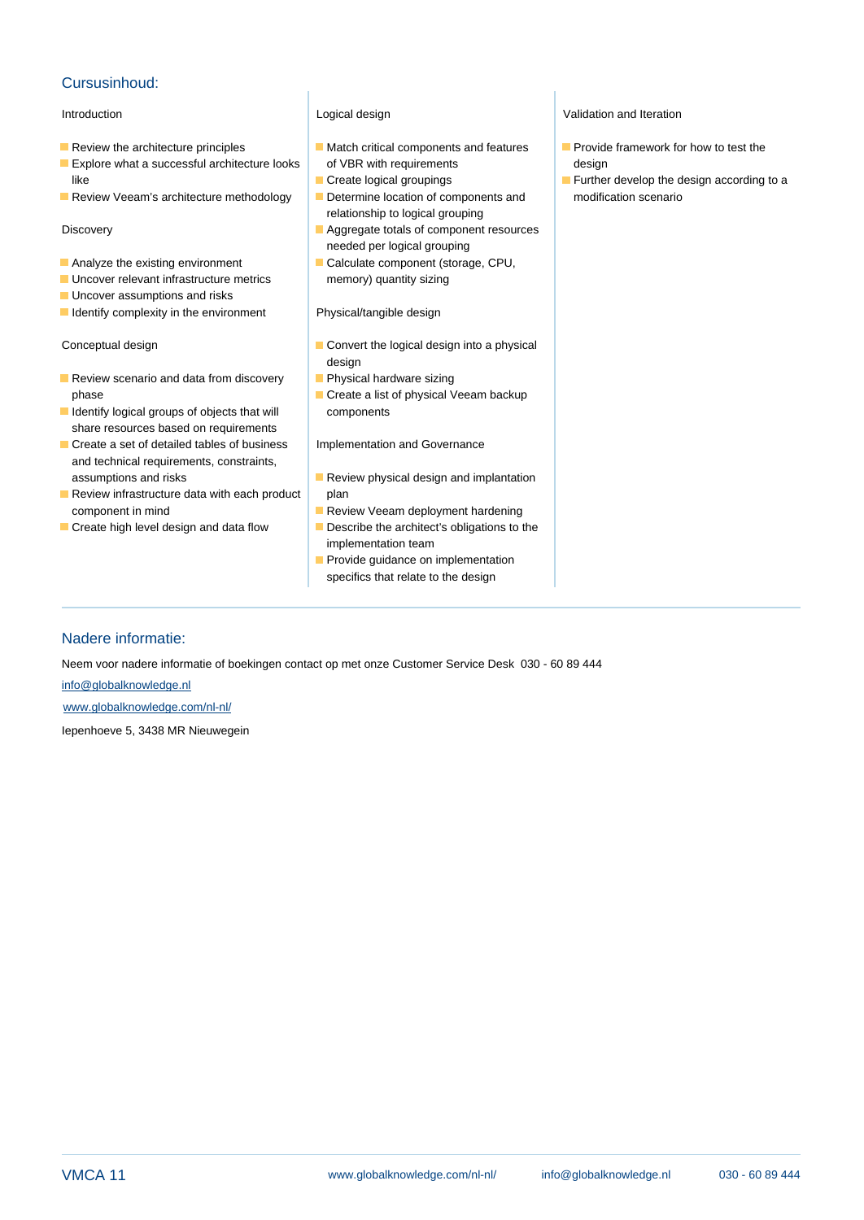## Cursusinhoud:

### Introduction

- Review the architecture principles
- Explore what a successful architecture looks like
- Review Veeam's architecture methodology

### Discovery

- Analyze the existing environment
- Uncover relevant infrastructure metrics
- Uncover assumptions and risks
- Identify complexity in the environment

### Conceptual design

- Review scenario and data from discovery phase
- Identify logical groups of objects that will share resources based on requirements
- Create a set of detailed tables of business and technical requirements, constraints, assumptions and risks
- Review infrastructure data with each product component in mind
- Create high level design and data flow

### Logical design

- Match critical components and features of VBR with requirements
- Create logical groupings
- Determine location of components and relationship to logical grouping
- Aggregate totals of component resources needed per logical grouping
- Calculate component (storage, CPU, memory) quantity sizing

### Physical/tangible design

- Convert the logical design into a physical design
- Physical hardware sizing
- Create a list of physical Veeam backup components

### Implementation and Governance

- Review physical design and implantation plan
- Review Veeam deployment hardening
- Describe the architect's obligations to the implementation team
- Provide guidance on implementation specifics that relate to the design

### Validation and Iteration

- Provide framework for how to test the design
- Further develop the design according to a modification scenario

## Nadere informatie:

Neem voor nadere informatie of boekingen contact op met onze Customer Service Desk 030 - 60 89 444

info@globalknowledge.nl

www.globalknowledge.com/nl-nl/

Iepenhoeve 5, 3438 MR Nieuwegein